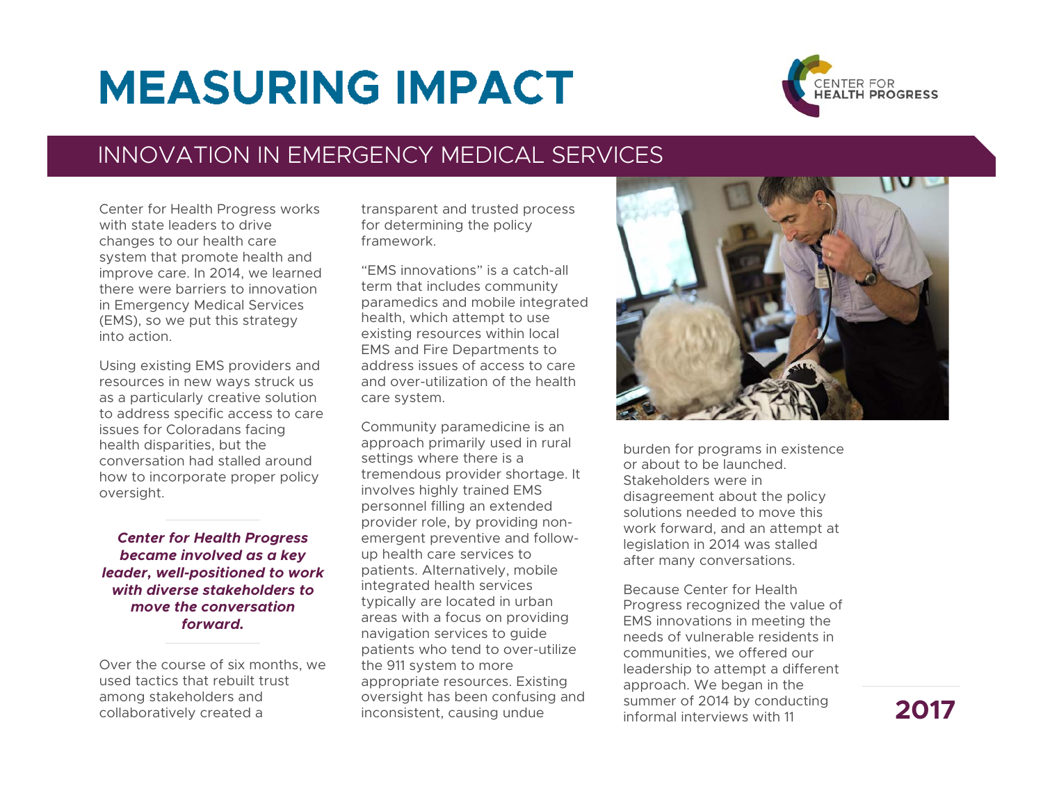# MEASURING IMPACT

CENTER FOR HEALTH PROGRESS

## INNOVATION IN EMERGENCY MEDICAL SERVICES

Center for Health Progress works with state leaders to drive changes to our health care system that promote health and improve care. In 2014, we learned there were barriers to innovation in Emergency Medical Services (EMS), so we put this strategy into action.

Using existing EMS providers and resources in new ways struck us as a particularly creative solution to address specific access to care issues for Coloradans facing health disparities, but the conversation had stalled around how to incorporate proper policy oversight.

***Center for Health Progress became involved as a key leader, well-positioned to work with diverse stakeholders to move the conversation forward.***

Over the course of six months, we used tactics that rebuilt trust among stakeholders and collaboratively created a transparent and trusted process for determining the policy framework.

"EMS innovations" is a catch-all term that includes community paramedics and mobile integrated health, which attempt to use existing resources within local EMS and Fire Departments to address issues of access to care and over-utilization of the health care system.

Community paramedicine is an approach primarily used in rural settings where there is a tremendous provider shortage. It involves highly trained EMS personnel filling an extended provider role, by providing non-emergent preventive and follow-up health care services to patients. Alternatively, mobile integrated health services typically are located in urban areas with a focus on providing navigation services to guide patients who tend to over-utilize the 911 system to more appropriate resources. Existing oversight has been confusing and inconsistent, causing undue burden for programs in existence or about to be launched. Stakeholders were in disagreement about the policy solutions needed to move this work forward, and an attempt at legislation in 2014 was stalled after many conversations.

Because Center for Health Progress recognized the value of EMS innovations in meeting the needs of vulnerable residents in communities, we offered our leadership to attempt a different approach. We began in the summer of 2014 by conducting informal interviews with 11

**2017**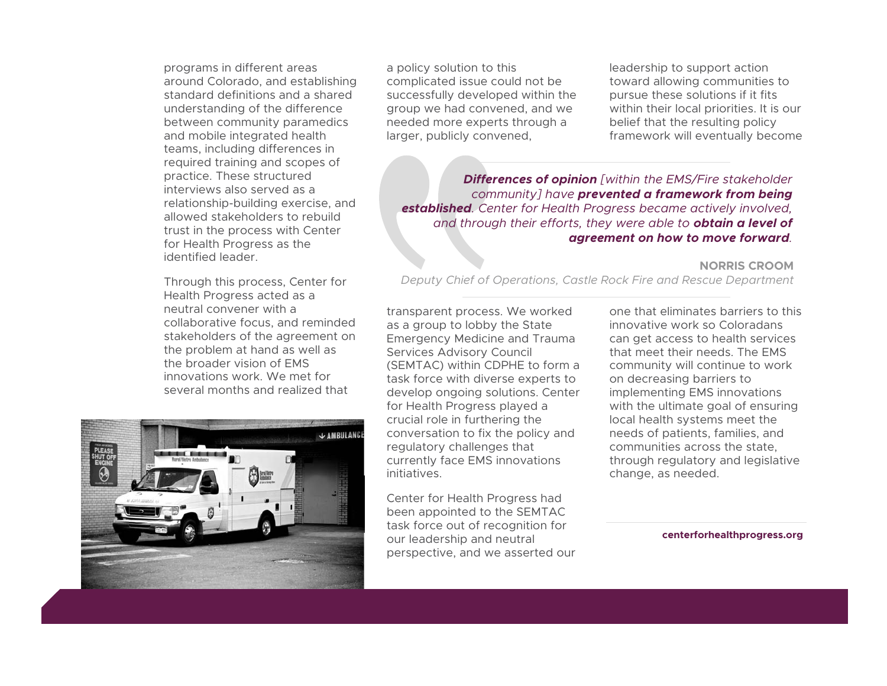programs in different areas around Colorado, and establishing standard definitions and a shared understanding of the difference between community paramedics and mobile integrated health teams, including differences in required training and scopes of practice. These structured interviews also served as a relationship-building exercise, and allowed stakeholders to rebuild trust in the process with Center for Health Progress as the identified leader.

Through this process, Center for Health Progress acted as a neutral convener with a collaborative focus, and reminded stakeholders of the agreement on the problem at hand as well as the broader vision of EMS innovations work. We met for several months and realized that a policy solution to this complicated issue could not be successfully developed within the group we had convened, and we needed more experts through a larger, publicly convened, transparent process. We worked as a group to lobby the State Emergency Medicine and Trauma Services Advisory Council (SEMTAC) within CDPHE to form a task force with diverse experts to develop ongoing solutions. Center for Health Progress played a crucial role in furthering the conversation to fix the policy and regulatory challenges that currently face EMS innovations initiatives.

Center for Health Progress had been appointed to the SEMTAC task force out of recognition for our leadership and neutral perspective, and we asserted our leadership to support action toward allowing communities to pursue these solutions if it fits within their local priorities. It is our belief that the resulting policy framework will eventually become one that eliminates barriers to this innovative work so Coloradans can get access to health services that meet their needs. The EMS community will continue to work on decreasing barriers to implementing EMS innovations with the ultimate goal of ensuring local health systems meet the needs of patients, families, and communities across the state, through regulatory and legislative change, as needed.

> ***Differences of opinion*** *[within the EMS/Fire stakeholder community] have* ***prevented a framework from being established****. Center for Health Progress became actively involved, and through their efforts, they were able to* ***obtain a level of agreement on how to move forward****.*
>
> **NORRIS CROOM**
> *Deputy Chief of Operations, Castle Rock Fire and Rescue Department*

**centerforhealthprogress.org**